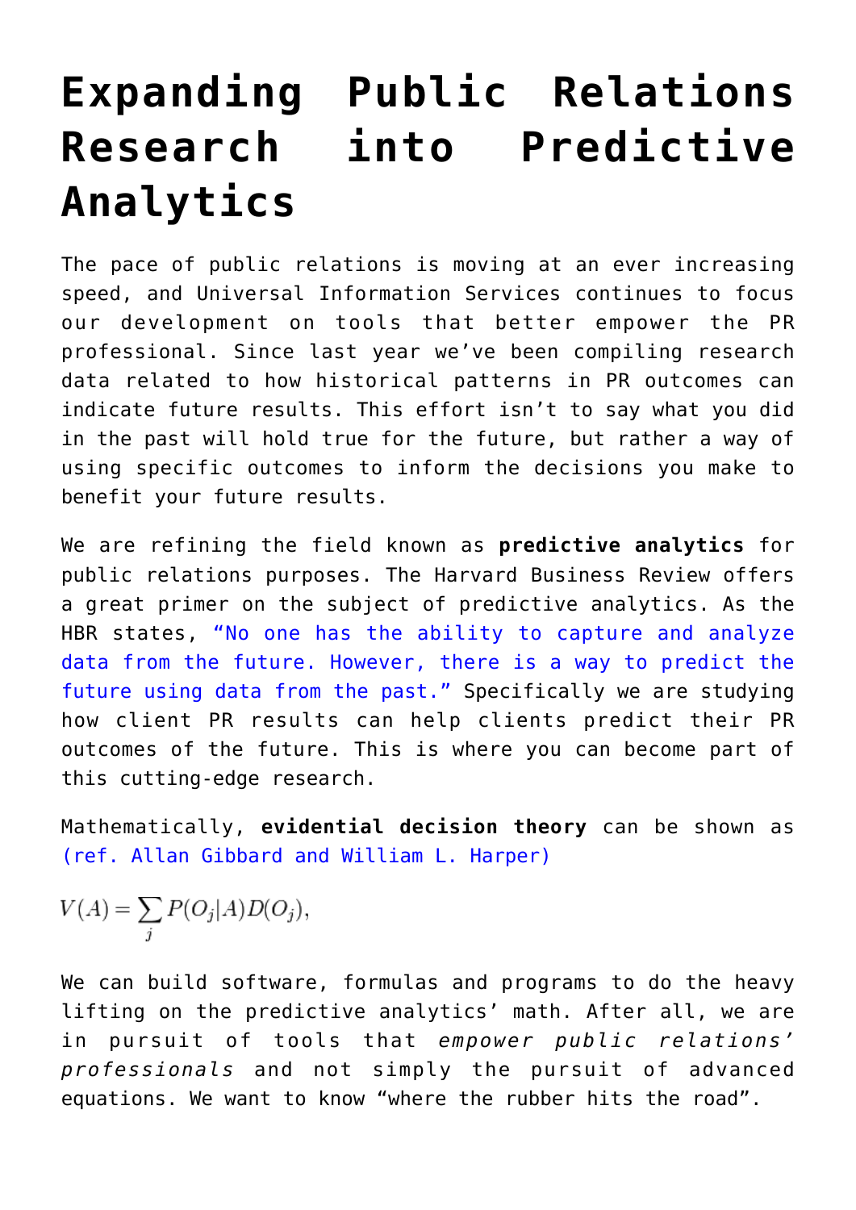# Expanding Public Relations Research into Predictive Analytics

The pace of public relations is moving at an ever increasing speed, and Universal Information Services continues to focus our development on tools that better empower the PR professional. Since last year we've been compiling research data related to how historical patterns in PR outcomes can indicate future results. This effort isn't to say what you did in the past will hold true for the future, but rather a way of using specific outcomes to inform the decisions you make to benefit your future results.

We are refining the field known as **predictive analytics** for public relations purposes. The Harvard Business Review offers a great primer on the subject of predictive analytics. As the HBR states, "No one has the ability to capture and analyze data from the future. However, there is a way to predict the future using data from the past." Specifically we are studying how client PR results can help clients predict their PR outcomes of the future. This is where you can become part of this cutting-edge research.

Mathematically, **evidential decision theory** can be shown as (ref. Allan Gibbard and William L. Harper)

$$V(A) = \sum_j P(O_j|A)D(O_j),$$

We can build software, formulas and programs to do the heavy lifting on the predictive analytics' math. After all, we are in pursuit of tools that *empower public relations' professionals* and not simply the pursuit of advanced equations. We want to know "where the rubber hits the road".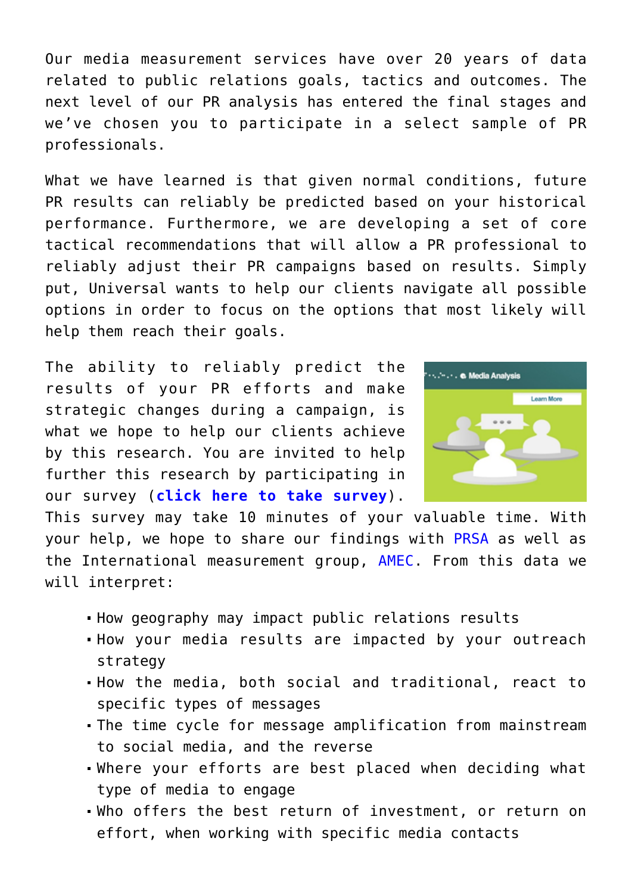Our media measurement services have over 20 years of data related to public relations goals, tactics and outcomes. The next level of our PR analysis has entered the final stages and we've chosen you to participate in a select sample of PR professionals.

What we have learned is that given normal conditions, future PR results can reliably be predicted based on your historical performance. Furthermore, we are developing a set of core tactical recommendations that will allow a PR professional to reliably adjust their PR campaigns based on results. Simply put, Universal wants to help our clients navigate all possible options in order to focus on the options that most likely will help them reach their goals.

The ability to reliably predict the results of your PR efforts and make strategic changes during a campaign, is what we hope to help our clients achieve by this research. You are invited to help further this research by participating in our survey (**click here to take survey**). This survey may take 10 minutes of your valuable time. With your help, we hope to share our findings with PRSA as well as the International measurement group, AMEC. From this data we will interpret:

- How geography may impact public relations results
- How your media results are impacted by your outreach strategy
- How the media, both social and traditional, react to specific types of messages
- The time cycle for message amplification from mainstream to social media, and the reverse
- Where your efforts are best placed when deciding what type of media to engage
- Who offers the best return of investment, or return on effort, when working with specific media contacts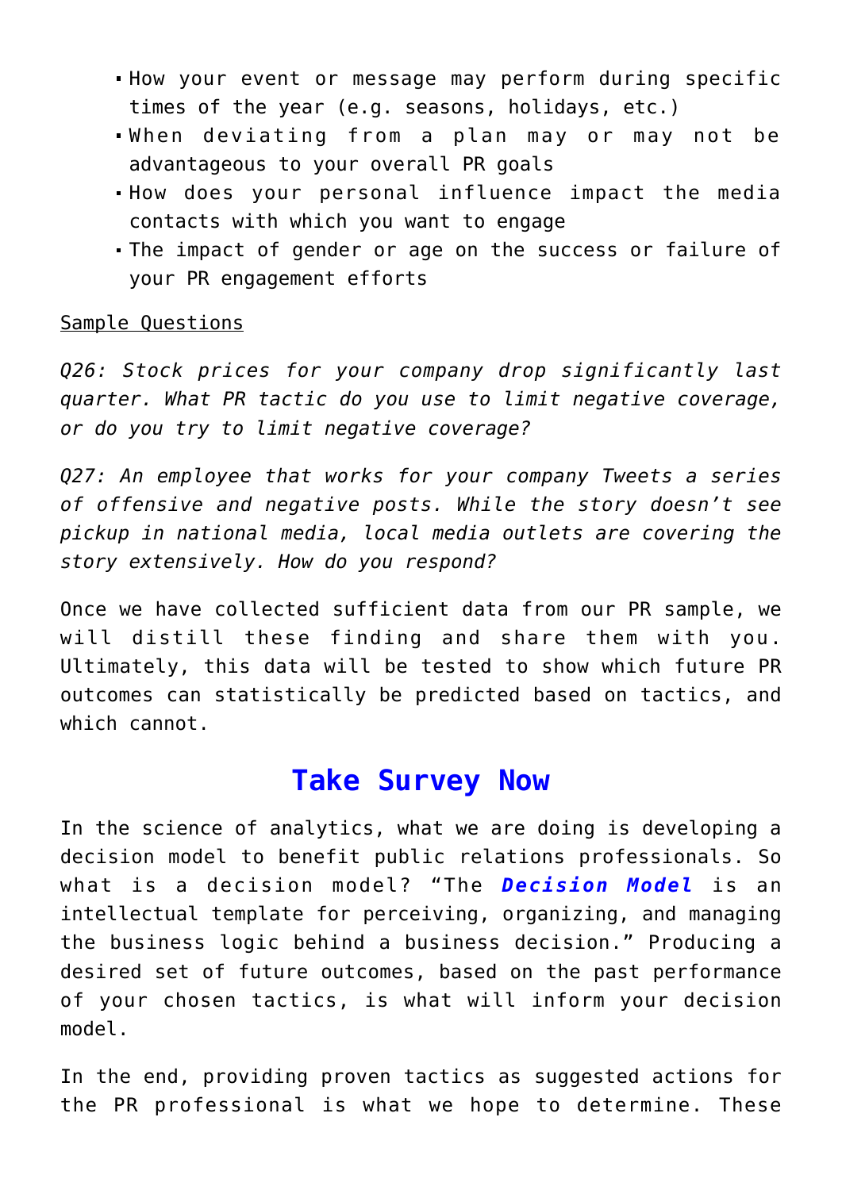- How your event or message may perform during specific times of the year (e.g. seasons, holidays, etc.)
- When deviating from a plan may or may not be advantageous to your overall PR goals
- How does your personal influence impact the media contacts with which you want to engage
- The impact of gender or age on the success or failure of your PR engagement efforts

Sample Questions

*Q26: Stock prices for your company drop significantly last quarter. What PR tactic do you use to limit negative coverage, or do you try to limit negative coverage?*

*Q27: An employee that works for your company Tweets a series of offensive and negative posts. While the story doesn't see pickup in national media, local media outlets are covering the story extensively. How do you respond?*

Once we have collected sufficient data from our PR sample, we will distill these finding and share them with you. Ultimately, this data will be tested to show which future PR outcomes can statistically be predicted based on tactics, and which cannot.

## Take Survey Now

In the science of analytics, what we are doing is developing a decision model to benefit public relations professionals. So what is a decision model? "The ***Decision Model*** is an intellectual template for perceiving, organizing, and managing the business logic behind a business decision." Producing a desired set of future outcomes, based on the past performance of your chosen tactics, is what will inform your decision model.

In the end, providing proven tactics as suggested actions for the PR professional is what we hope to determine. These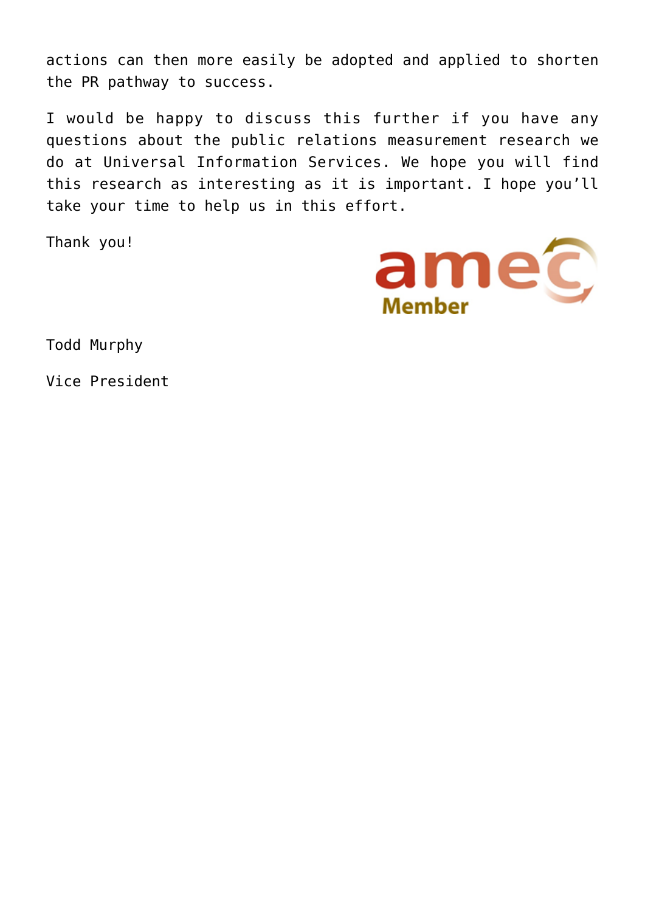actions can then more easily be adopted and applied to shorten the PR pathway to success.

I would be happy to discuss this further if you have any questions about the public relations measurement research we do at Universal Information Services. We hope you will find this research as interesting as it is important. I hope you'll take your time to help us in this effort.

Thank you!

amec Member

Todd Murphy

Vice President